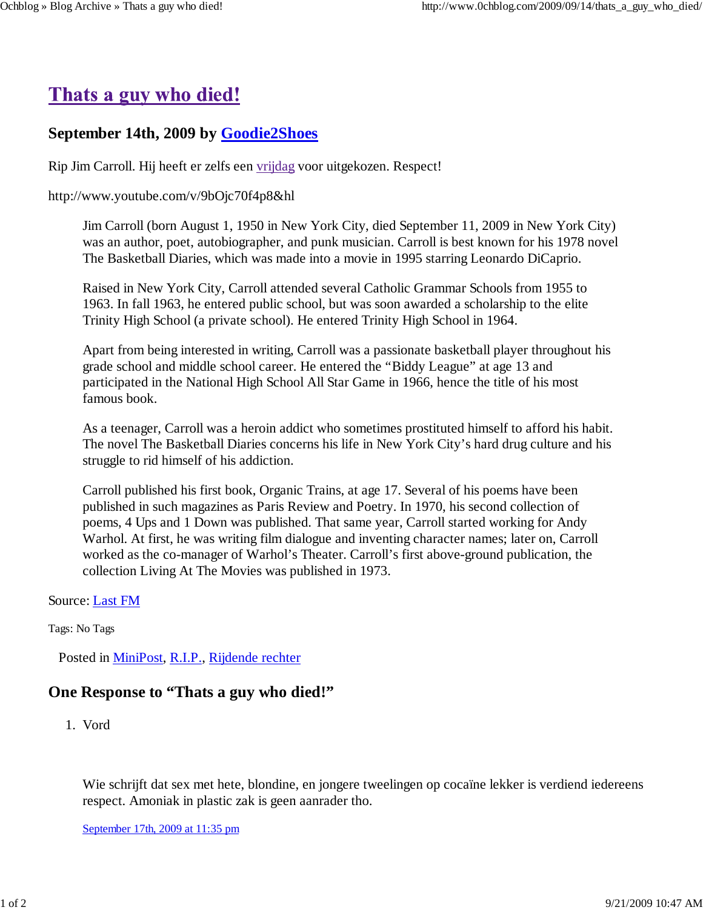# Thats a guy who died!

## September 14th, 2009 by Goodie2Shoes

Rip Jim Carroll. Hij heeft er zelfs een vrijdag voor uitgekozen. Respect!

http://www.youtube.com/v/9bOjc70f4p8&hl

> Jim Carroll (born August 1, 1950 in New York City, died September 11, 2009 in New York City) was an author, poet, autobiographer, and punk musician. Carroll is best known for his 1978 novel The Basketball Diaries, which was made into a movie in 1995 starring Leonardo DiCaprio.
>
> Raised in New York City, Carroll attended several Catholic Grammar Schools from 1955 to 1963. In fall 1963, he entered public school, but was soon awarded a scholarship to the elite Trinity High School (a private school). He entered Trinity High School in 1964.
>
> Apart from being interested in writing, Carroll was a passionate basketball player throughout his grade school and middle school career. He entered the "Biddy League" at age 13 and participated in the National High School All Star Game in 1966, hence the title of his most famous book.
>
> As a teenager, Carroll was a heroin addict who sometimes prostituted himself to afford his habit. The novel The Basketball Diaries concerns his life in New York City's hard drug culture and his struggle to rid himself of his addiction.
>
> Carroll published his first book, Organic Trains, at age 17. Several of his poems have been published in such magazines as Paris Review and Poetry. In 1970, his second collection of poems, 4 Ups and 1 Down was published. That same year, Carroll started working for Andy Warhol. At first, he was writing film dialogue and inventing character names; later on, Carroll worked as the co-manager of Warhol's Theater. Carroll's first above-ground publication, the collection Living At The Movies was published in 1973.

Source: Last FM

Tags: No Tags

Posted in MiniPost, R.I.P., Rijdende rechter

## One Response to "Thats a guy who died!"

1. Vord

   Wie schrijft dat sex met hete, blondine, en jongere tweelingen op cocaïne lekker is verdiend iedereens respect. Amoniak in plastic zak is geen aanrader tho.

   September 17th, 2009 at 11:35 pm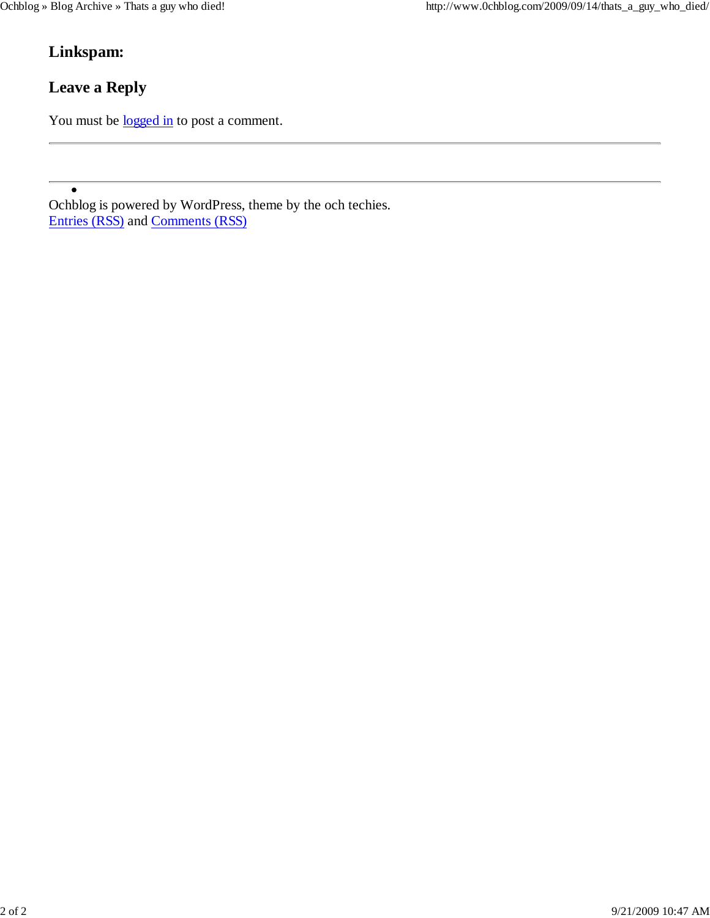### Linkspam:

### Leave a Reply

You must be logged in to post a comment.

---

---

- 

Ochblog is powered by WordPress, theme by the och techies.
Entries (RSS) and Comments (RSS)